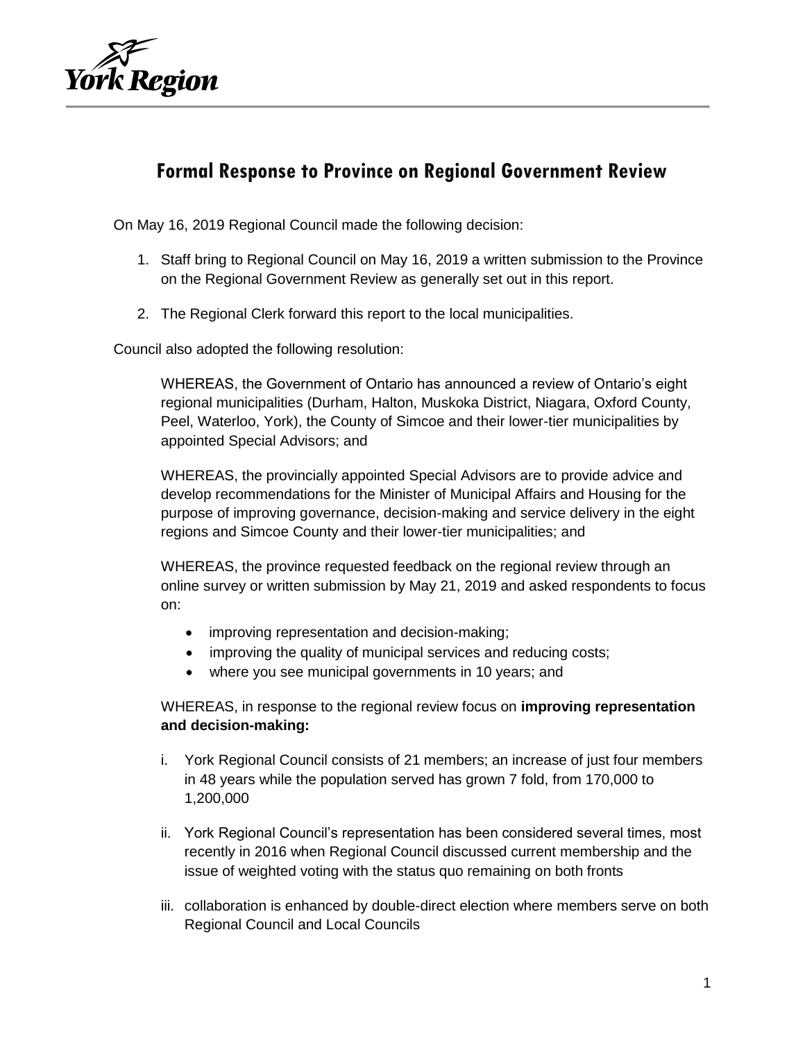# Formal Response to Province on Regional Government Review

On May 16, 2019 Regional Council made the following decision:

1. Staff bring to Regional Council on May 16, 2019 a written submission to the Province on the Regional Government Review as generally set out in this report.
2. The Regional Clerk forward this report to the local municipalities.

Council also adopted the following resolution:

WHEREAS, the Government of Ontario has announced a review of Ontario's eight regional municipalities (Durham, Halton, Muskoka District, Niagara, Oxford County, Peel, Waterloo, York), the County of Simcoe and their lower-tier municipalities by appointed Special Advisors; and

WHEREAS, the provincially appointed Special Advisors are to provide advice and develop recommendations for the Minister of Municipal Affairs and Housing for the purpose of improving governance, decision-making and service delivery in the eight regions and Simcoe County and their lower-tier municipalities; and

WHEREAS, the province requested feedback on the regional review through an online survey or written submission by May 21, 2019 and asked respondents to focus on:

- improving representation and decision-making;
- improving the quality of municipal services and reducing costs;
- where you see municipal governments in 10 years; and

WHEREAS, in response to the regional review focus on **improving representation and decision-making:**

i. York Regional Council consists of 21 members; an increase of just four members in 48 years while the population served has grown 7 fold, from 170,000 to 1,200,000

ii. York Regional Council's representation has been considered several times, most recently in 2016 when Regional Council discussed current membership and the issue of weighted voting with the status quo remaining on both fronts

iii. collaboration is enhanced by double-direct election where members serve on both Regional Council and Local Councils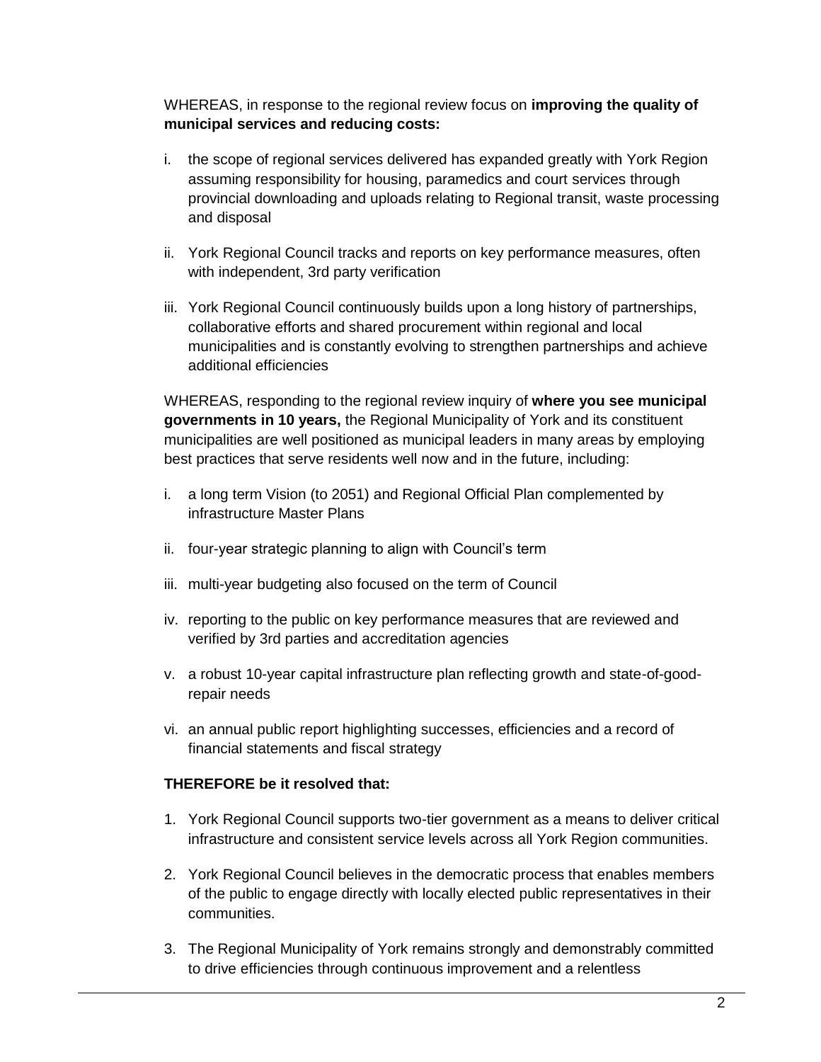WHEREAS, in response to the regional review focus on **improving the quality of municipal services and reducing costs:**

i. the scope of regional services delivered has expanded greatly with York Region assuming responsibility for housing, paramedics and court services through provincial downloading and uploads relating to Regional transit, waste processing and disposal

ii. York Regional Council tracks and reports on key performance measures, often with independent, 3rd party verification

iii. York Regional Council continuously builds upon a long history of partnerships, collaborative efforts and shared procurement within regional and local municipalities and is constantly evolving to strengthen partnerships and achieve additional efficiencies

WHEREAS, responding to the regional review inquiry of **where you see municipal governments in 10 years,** the Regional Municipality of York and its constituent municipalities are well positioned as municipal leaders in many areas by employing best practices that serve residents well now and in the future, including:

i. a long term Vision (to 2051) and Regional Official Plan complemented by infrastructure Master Plans

ii. four-year strategic planning to align with Council's term

iii. multi-year budgeting also focused on the term of Council

iv. reporting to the public on key performance measures that are reviewed and verified by 3rd parties and accreditation agencies

v. a robust 10-year capital infrastructure plan reflecting growth and state-of-good-repair needs

vi. an annual public report highlighting successes, efficiencies and a record of financial statements and fiscal strategy

**THEREFORE be it resolved that:**

1. York Regional Council supports two-tier government as a means to deliver critical infrastructure and consistent service levels across all York Region communities.

2. York Regional Council believes in the democratic process that enables members of the public to engage directly with locally elected public representatives in their communities.

3. The Regional Municipality of York remains strongly and demonstrably committed to drive efficiencies through continuous improvement and a relentless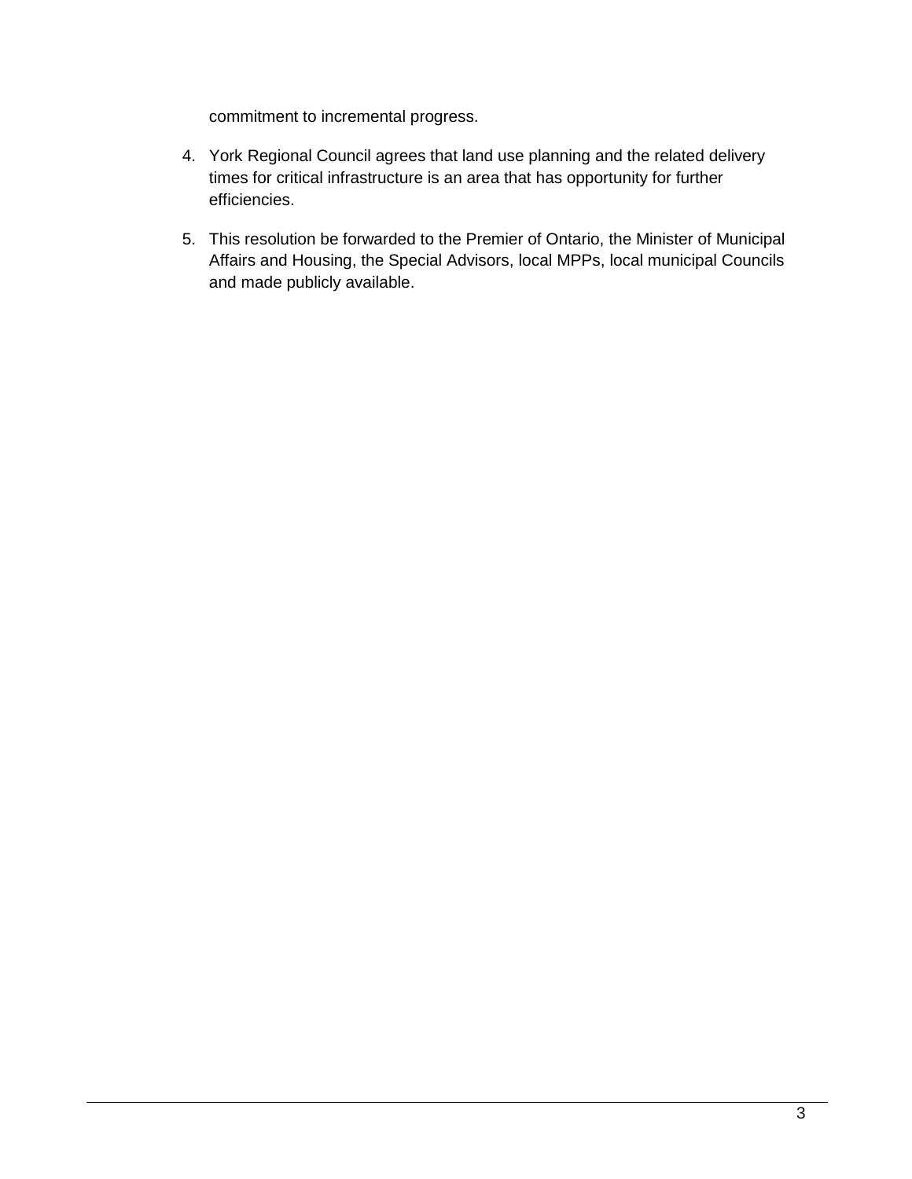commitment to incremental progress.

4. York Regional Council agrees that land use planning and the related delivery times for critical infrastructure is an area that has opportunity for further efficiencies.

5. This resolution be forwarded to the Premier of Ontario, the Minister of Municipal Affairs and Housing, the Special Advisors, local MPPs, local municipal Councils and made publicly available.